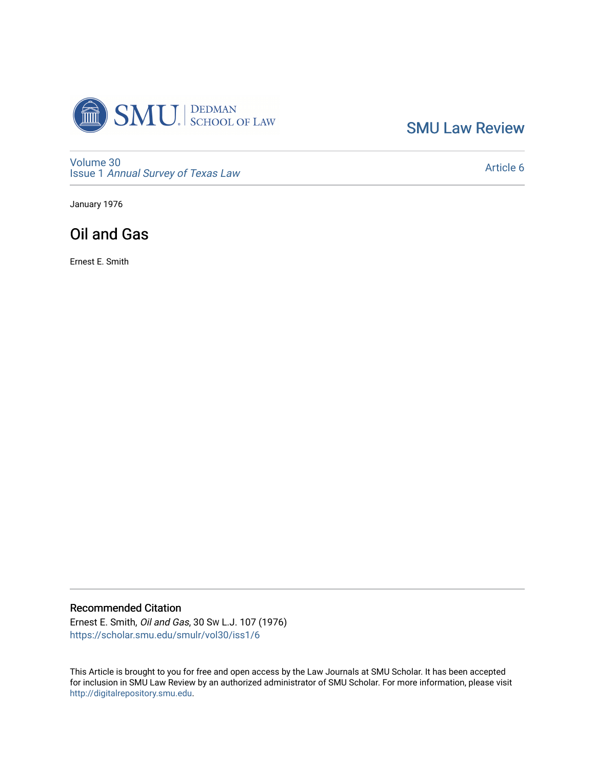SMU Law Review

Volume 30
Issue 1 *Annual Survey of Texas Law*

Article 6

January 1976

# Oil and Gas

Ernest E. Smith

## Recommended Citation

Ernest E. Smith, *Oil and Gas*, 30 Sw L.J. 107 (1976)
https://scholar.smu.edu/smulr/vol30/iss1/6

This Article is brought to you for free and open access by the Law Journals at SMU Scholar. It has been accepted for inclusion in SMU Law Review by an authorized administrator of SMU Scholar. For more information, please visit http://digitalrepository.smu.edu.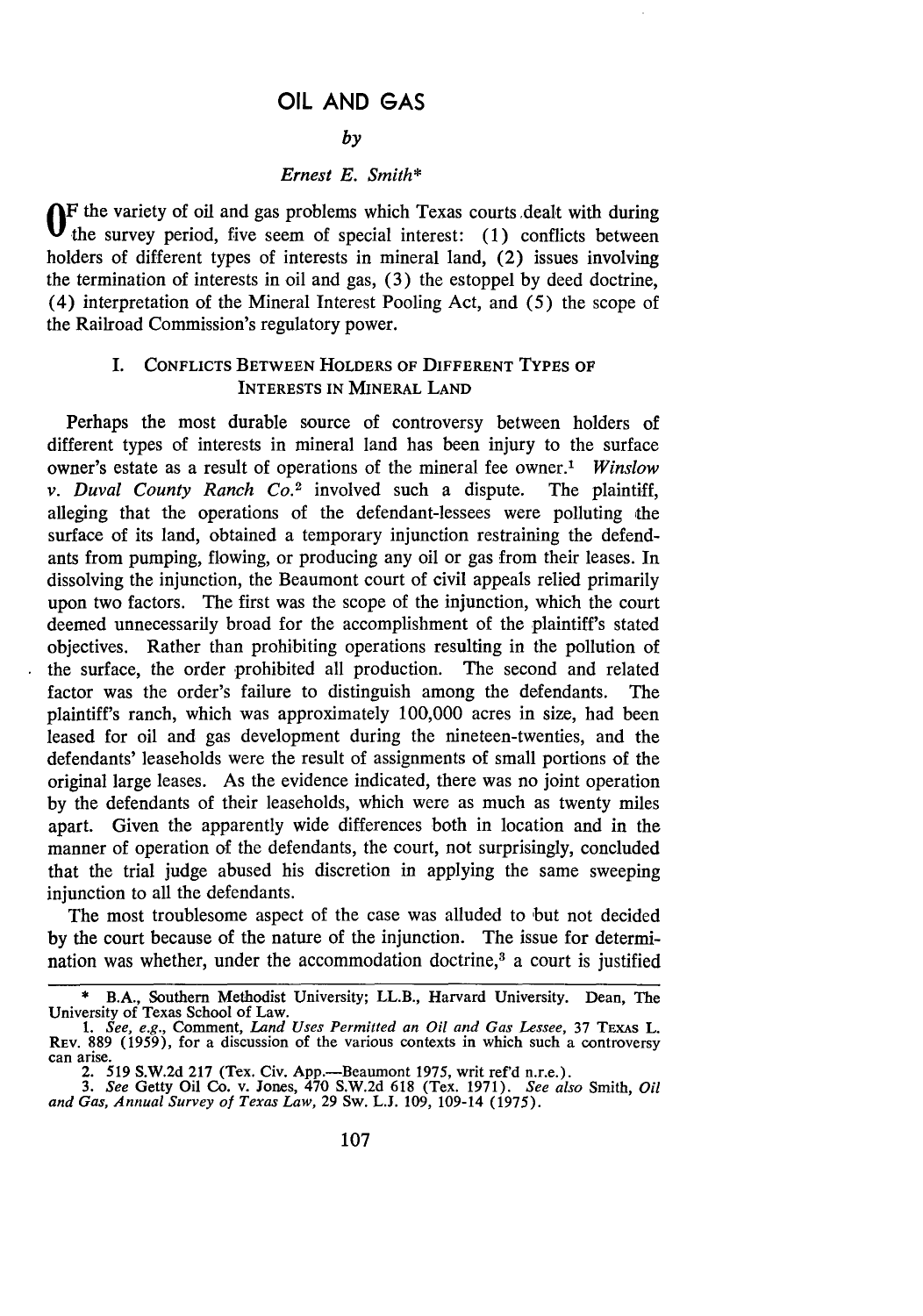# OIL AND GAS

*by*

*Ernest E. Smith\**

OF the variety of oil and gas problems which Texas courts dealt with during the survey period, five seem of special interest: (1) conflicts between holders of different types of interests in mineral land, (2) issues involving the termination of interests in oil and gas, (3) the estoppel by deed doctrine, (4) interpretation of the Mineral Interest Pooling Act, and (5) the scope of the Railroad Commission's regulatory power.

## I. CONFLICTS BETWEEN HOLDERS OF DIFFERENT TYPES OF INTERESTS IN MINERAL LAND

Perhaps the most durable source of controversy between holders of different types of interests in mineral land has been injury to the surface owner's estate as a result of operations of the mineral fee owner.[1] *Winslow v. Duval County Ranch Co.*[2] involved such a dispute. The plaintiff, alleging that the operations of the defendant-lessees were polluting the surface of its land, obtained a temporary injunction restraining the defendants from pumping, flowing, or producing any oil or gas from their leases. In dissolving the injunction, the Beaumont court of civil appeals relied primarily upon two factors. The first was the scope of the injunction, which the court deemed unnecessarily broad for the accomplishment of the plaintiff's stated objectives. Rather than prohibiting operations resulting in the pollution of the surface, the order prohibited all production. The second and related factor was the order's failure to distinguish among the defendants. The plaintiff's ranch, which was approximately 100,000 acres in size, had been leased for oil and gas development during the nineteen-twenties, and the defendants' leaseholds were the result of assignments of small portions of the original large leases. As the evidence indicated, there was no joint operation by the defendants of their leaseholds, which were as much as twenty miles apart. Given the apparently wide differences both in location and in the manner of operation of the defendants, the court, not surprisingly, concluded that the trial judge abused his discretion in applying the same sweeping injunction to all the defendants.

The most troublesome aspect of the case was alluded to but not decided by the court because of the nature of the injunction. The issue for determination was whether, under the accommodation doctrine,[3] a court is justified

---

\* B.A., Southern Methodist University; LL.B., Harvard University. Dean, The University of Texas School of Law.

1. *See, e.g.*, Comment, *Land Uses Permitted an Oil and Gas Lessee*, 37 TEXAS L. REV. 889 (1959), for a discussion of the various contexts in which such a controversy can arise.

2. 519 S.W.2d 217 (Tex. Civ. App.—Beaumont 1975, writ ref'd n.r.e.).

3. *See* Getty Oil Co. v. Jones, 470 S.W.2d 618 (Tex. 1971). *See also* Smith, *Oil and Gas, Annual Survey of Texas Law*, 29 Sw. L.J. 109, 109-14 (1975).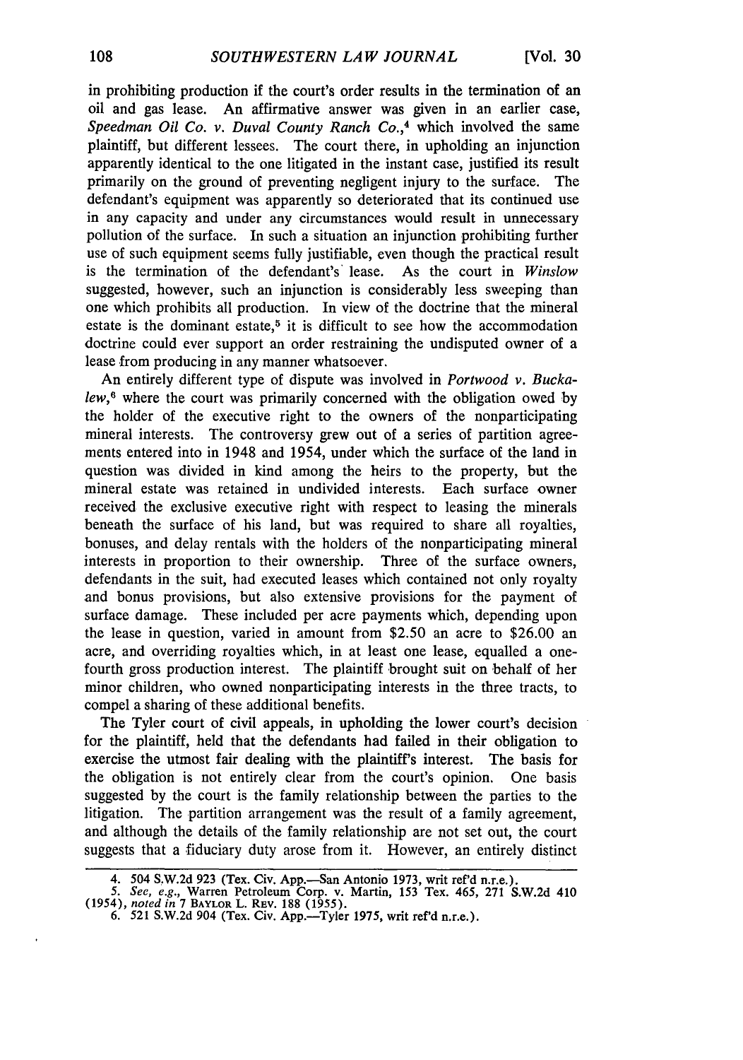in prohibiting production if the court's order results in the termination of an oil and gas lease. An affirmative answer was given in an earlier case, *Speedman Oil Co. v. Duval County Ranch Co.*,[4] which involved the same plaintiff, but different lessees. The court there, in upholding an injunction apparently identical to the one litigated in the instant case, justified its result primarily on the ground of preventing negligent injury to the surface. The defendant's equipment was apparently so deteriorated that its continued use in any capacity and under any circumstances would result in unnecessary pollution of the surface. In such a situation an injunction prohibiting further use of such equipment seems fully justifiable, even though the practical result is the termination of the defendant's lease. As the court in *Winslow* suggested, however, such an injunction is considerably less sweeping than one which prohibits all production. In view of the doctrine that the mineral estate is the dominant estate,[5] it is difficult to see how the accommodation doctrine could ever support an order restraining the undisputed owner of a lease from producing in any manner whatsoever.

An entirely different type of dispute was involved in *Portwood v. Buckalew*,[6] where the court was primarily concerned with the obligation owed by the holder of the executive right to the owners of the nonparticipating mineral interests. The controversy grew out of a series of partition agreements entered into in 1948 and 1954, under which the surface of the land in question was divided in kind among the heirs to the property, but the mineral estate was retained in undivided interests. Each surface owner received the exclusive executive right with respect to leasing the minerals beneath the surface of his land, but was required to share all royalties, bonuses, and delay rentals with the holders of the nonparticipating mineral interests in proportion to their ownership. Three of the surface owners, defendants in the suit, had executed leases which contained not only royalty and bonus provisions, but also extensive provisions for the payment of surface damage. These included per acre payments which, depending upon the lease in question, varied in amount from $2.50 an acre to $26.00 an acre, and overriding royalties which, in at least one lease, equalled a one-fourth gross production interest. The plaintiff brought suit on behalf of her minor children, who owned nonparticipating interests in the three tracts, to compel a sharing of these additional benefits.

The Tyler court of civil appeals, in upholding the lower court's decision for the plaintiff, held that the defendants had failed in their obligation to exercise the utmost fair dealing with the plaintiff's interest. The basis for the obligation is not entirely clear from the court's opinion. One basis suggested by the court is the family relationship between the parties to the litigation. The partition arrangement was the result of a family agreement, and although the details of the family relationship are not set out, the court suggests that a fiduciary duty arose from it. However, an entirely distinct

---

4. 504 S.W.2d 923 (Tex. Civ. App.—San Antonio 1973, writ ref'd n.r.e.).

5. *See, e.g.*, Warren Petroleum Corp. v. Martin, 153 Tex. 465, 271 S.W.2d 410 (1954), *noted in* 7 BAYLOR L. REV. 188 (1955).

6. 521 S.W.2d 904 (Tex. Civ. App.—Tyler 1975, writ ref'd n.r.e.).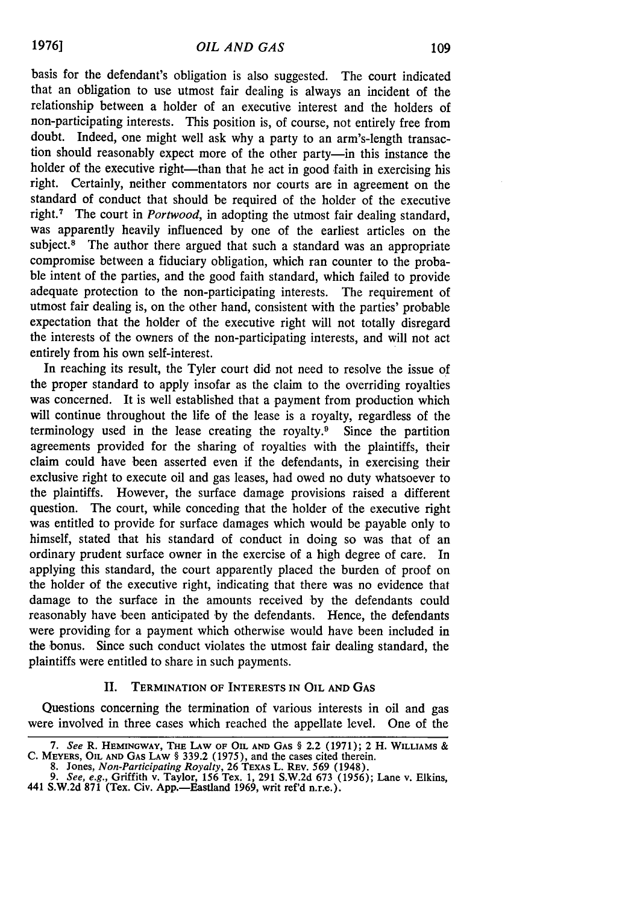basis for the defendant's obligation is also suggested. The court indicated that an obligation to use utmost fair dealing is always an incident of the relationship between a holder of an executive interest and the holders of non-participating interests. This position is, of course, not entirely free from doubt. Indeed, one might well ask why a party to an arm's-length transaction should reasonably expect more of the other party—in this instance the holder of the executive right—than that he act in good faith in exercising his right. Certainly, neither commentators nor courts are in agreement on the standard of conduct that should be required of the holder of the executive right.[7] The court in *Portwood*, in adopting the utmost fair dealing standard, was apparently heavily influenced by one of the earliest articles on the subject.[8] The author there argued that such a standard was an appropriate compromise between a fiduciary obligation, which ran counter to the probable intent of the parties, and the good faith standard, which failed to provide adequate protection to the non-participating interests. The requirement of utmost fair dealing is, on the other hand, consistent with the parties' probable expectation that the holder of the executive right will not totally disregard the interests of the owners of the non-participating interests, and will not act entirely from his own self-interest.

In reaching its result, the Tyler court did not need to resolve the issue of the proper standard to apply insofar as the claim to the overriding royalties was concerned. It is well established that a payment from production which will continue throughout the life of the lease is a royalty, regardless of the terminology used in the lease creating the royalty.[9] Since the partition agreements provided for the sharing of royalties with the plaintiffs, their claim could have been asserted even if the defendants, in exercising their exclusive right to execute oil and gas leases, had owed no duty whatsoever to the plaintiffs. However, the surface damage provisions raised a different question. The court, while conceding that the holder of the executive right was entitled to provide for surface damages which would be payable only to himself, stated that his standard of conduct in doing so was that of an ordinary prudent surface owner in the exercise of a high degree of care. In applying this standard, the court apparently placed the burden of proof on the holder of the executive right, indicating that there was no evidence that damage to the surface in the amounts received by the defendants could reasonably have been anticipated by the defendants. Hence, the defendants were providing for a payment which otherwise would have been included in the bonus. Since such conduct violates the utmost fair dealing standard, the plaintiffs were entitled to share in such payments.

## II. TERMINATION OF INTERESTS IN OIL AND GAS

Questions concerning the termination of various interests in oil and gas were involved in three cases which reached the appellate level. One of the

---

7. *See* R. HEMINGWAY, THE LAW OF OIL AND GAS § 2.2 (1971); 2 H. WILLIAMS & C. MEYERS, OIL AND GAS LAW § 339.2 (1975), and the cases cited therein.

8. Jones, *Non-Participating Royalty*, 26 TEXAS L. REV. 569 (1948).

9. *See, e.g.*, Griffith v. Taylor, 156 Tex. 1, 291 S.W.2d 673 (1956); Lane v. Elkins, 441 S.W.2d 871 (Tex. Civ. App.—Eastland 1969, writ ref'd n.r.e.).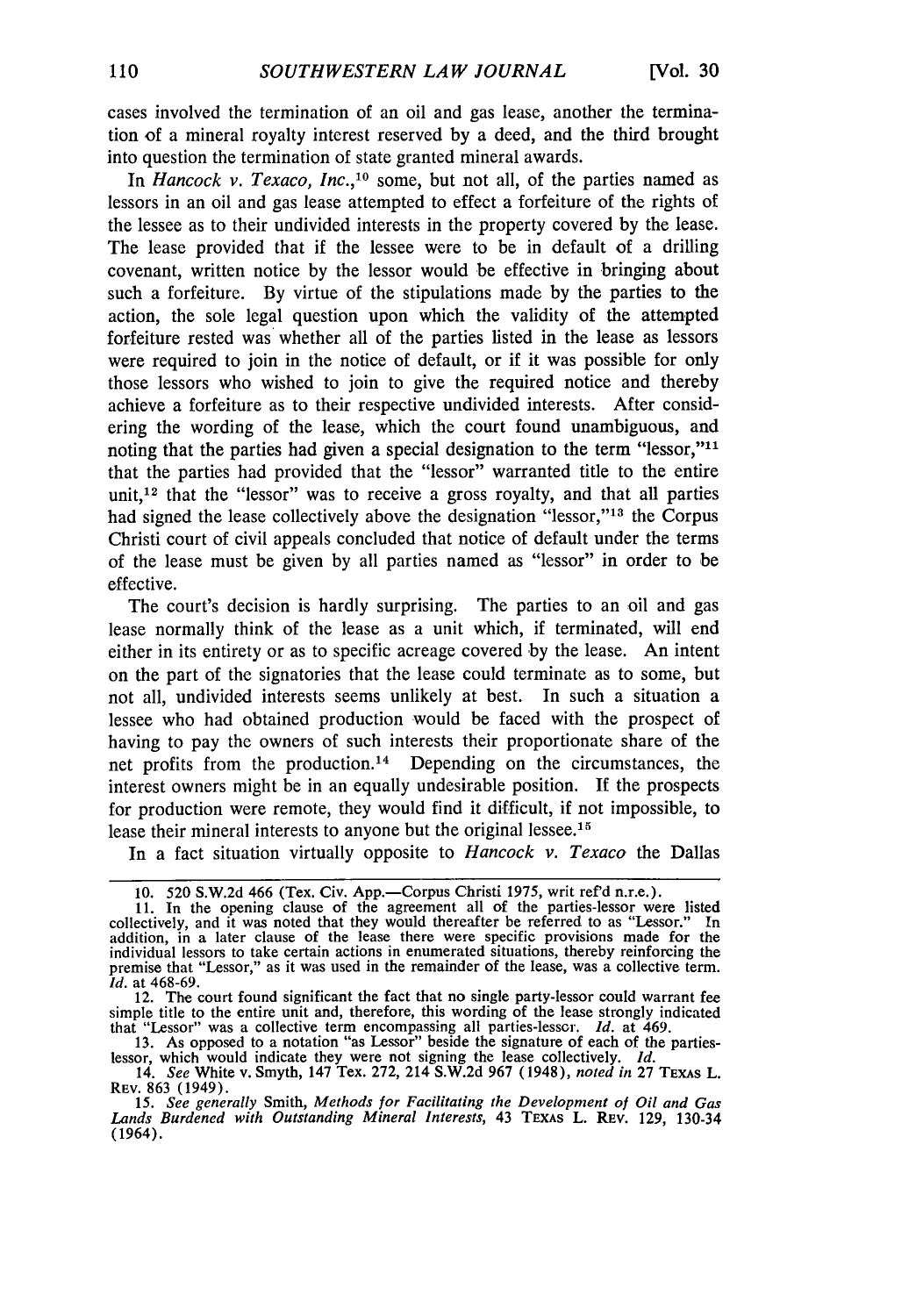cases involved the termination of an oil and gas lease, another the termination of a mineral royalty interest reserved by a deed, and the third brought into question the termination of state granted mineral awards.

In *Hancock v. Texaco, Inc.*,[10] some, but not all, of the parties named as lessors in an oil and gas lease attempted to effect a forfeiture of the rights of the lessee as to their undivided interests in the property covered by the lease. The lease provided that if the lessee were to be in default of a drilling covenant, written notice by the lessor would be effective in bringing about such a forfeiture. By virtue of the stipulations made by the parties to the action, the sole legal question upon which the validity of the attempted forfeiture rested was whether all of the parties listed in the lease as lessors were required to join in the notice of default, or if it was possible for only those lessors who wished to join to give the required notice and thereby achieve a forfeiture as to their respective undivided interests. After considering the wording of the lease, which the court found unambiguous, and noting that the parties had given a special designation to the term "lessor,"[11] that the parties had provided that the "lessor" warranted title to the entire unit,[12] that the "lessor" was to receive a gross royalty, and that all parties had signed the lease collectively above the designation "lessor,"[13] the Corpus Christi court of civil appeals concluded that notice of default under the terms of the lease must be given by all parties named as "lessor" in order to be effective.

The court's decision is hardly surprising. The parties to an oil and gas lease normally think of the lease as a unit which, if terminated, will end either in its entirety or as to specific acreage covered by the lease. An intent on the part of the signatories that the lease could terminate as to some, but not all, undivided interests seems unlikely at best. In such a situation a lessee who had obtained production would be faced with the prospect of having to pay the owners of such interests their proportionate share of the net profits from the production.[14] Depending on the circumstances, the interest owners might be in an equally undesirable position. If the prospects for production were remote, they would find it difficult, if not impossible, to lease their mineral interests to anyone but the original lessee.[15]

In a fact situation virtually opposite to *Hancock v. Texaco* the Dallas

---

10. 520 S.W.2d 466 (Tex. Civ. App.—Corpus Christi 1975, writ ref'd n.r.e.).

11. In the opening clause of the agreement all of the parties-lessor were listed collectively, and it was noted that they would thereafter be referred to as "Lessor." In addition, in a later clause of the lease there were specific provisions made for the individual lessors to take certain actions in enumerated situations, thereby reinforcing the premise that "Lessor," as it was used in the remainder of the lease, was a collective term. *Id.* at 468-69.

12. The court found significant the fact that no single party-lessor could warrant fee simple title to the entire unit and, therefore, this wording of the lease strongly indicated that "Lessor" was a collective term encompassing all parties-lessor. *Id.* at 469.

13. As opposed to a notation "as Lessor" beside the signature of each of the parties-lessor, which would indicate they were not signing the lease collectively. *Id.*

14. *See* White v. Smyth, 147 Tex. 272, 214 S.W.2d 967 (1948), *noted in* 27 TEXAS L. REV. 863 (1949).

15. *See generally* Smith, *Methods for Facilitating the Development of Oil and Gas Lands Burdened with Outstanding Mineral Interests*, 43 TEXAS L. REV. 129, 130-34 (1964).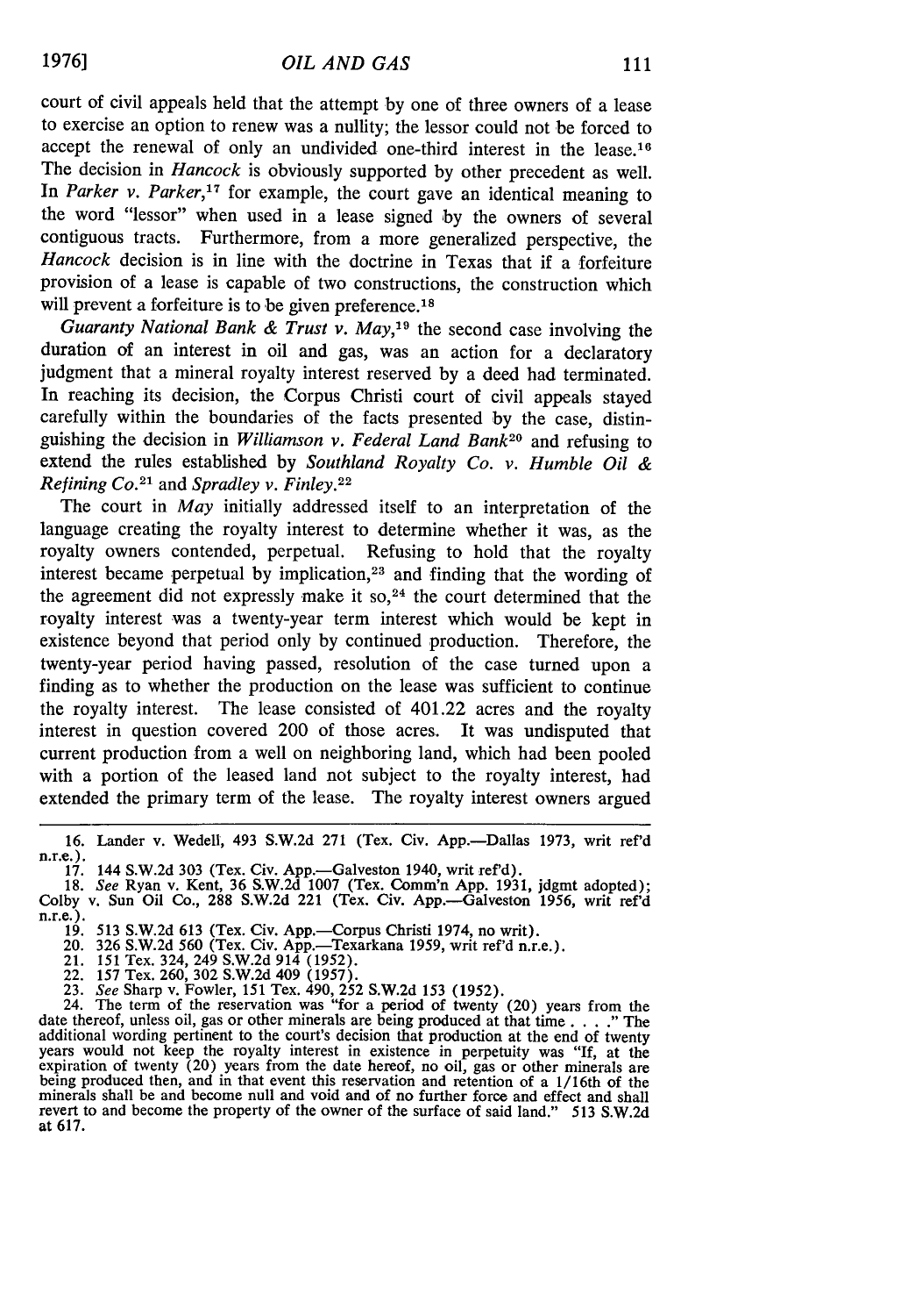court of civil appeals held that the attempt by one of three owners of a lease to exercise an option to renew was a nullity; the lessor could not be forced to accept the renewal of only an undivided one-third interest in the lease.[16] The decision in *Hancock* is obviously supported by other precedent as well. In *Parker v. Parker*,[17] for example, the court gave an identical meaning to the word "lessor" when used in a lease signed by the owners of several contiguous tracts. Furthermore, from a more generalized perspective, the *Hancock* decision is in line with the doctrine in Texas that if a forfeiture provision of a lease is capable of two constructions, the construction which will prevent a forfeiture is to be given preference.[18]

*Guaranty National Bank & Trust v. May*,[19] the second case involving the duration of an interest in oil and gas, was an action for a declaratory judgment that a mineral royalty interest reserved by a deed had terminated. In reaching its decision, the Corpus Christi court of civil appeals stayed carefully within the boundaries of the facts presented by the case, distinguishing the decision in *Williamson v. Federal Land Bank*[20] and refusing to extend the rules established by *Southland Royalty Co. v. Humble Oil & Refining Co.*[21] and *Spradley v. Finley.*[22]

The court in *May* initially addressed itself to an interpretation of the language creating the royalty interest to determine whether it was, as the royalty owners contended, perpetual. Refusing to hold that the royalty interest became perpetual by implication,[23] and finding that the wording of the agreement did not expressly make it so,[24] the court determined that the royalty interest was a twenty-year term interest which would be kept in existence beyond that period only by continued production. Therefore, the twenty-year period having passed, resolution of the case turned upon a finding as to whether the production on the lease was sufficient to continue the royalty interest. The lease consisted of 401.22 acres and the royalty interest in question covered 200 of those acres. It was undisputed that current production from a well on neighboring land, which had been pooled with a portion of the leased land not subject to the royalty interest, had extended the primary term of the lease. The royalty interest owners argued

---

16. Lander v. Wedell, 493 S.W.2d 271 (Tex. Civ. App.—Dallas 1973, writ ref'd n.r.e.).

17. 144 S.W.2d 303 (Tex. Civ. App.—Galveston 1940, writ ref'd).

18. *See* Ryan v. Kent, 36 S.W.2d 1007 (Tex. Comm'n App. 1931, jdgmt adopted); Colby v. Sun Oil Co., 288 S.W.2d 221 (Tex. Civ. App.—Galveston 1956, writ ref'd n.r.e.).

19. 513 S.W.2d 613 (Tex. Civ. App.—Corpus Christi 1974, no writ).

20. 326 S.W.2d 560 (Tex. Civ. App.—Texarkana 1959, writ ref'd n.r.e.).

21. 151 Tex. 324, 249 S.W.2d 914 (1952).

22. 157 Tex. 260, 302 S.W.2d 409 (1957).

23. *See* Sharp v. Fowler, 151 Tex. 490, 252 S.W.2d 153 (1952).

24. The term of the reservation was "for a period of twenty (20) years from the date thereof, unless oil, gas or other minerals are being produced at that time . . . ." The additional wording pertinent to the court's decision that production at the end of twenty years would not keep the royalty interest in existence in perpetuity was "If, at the expiration of twenty (20) years from the date hereof, no oil, gas or other minerals are being produced then, and in that event this reservation and retention of a 1/16th of the minerals shall be and become null and void and of no further force and effect and shall revert to and become the property of the owner of the surface of said land." 513 S.W.2d at 617.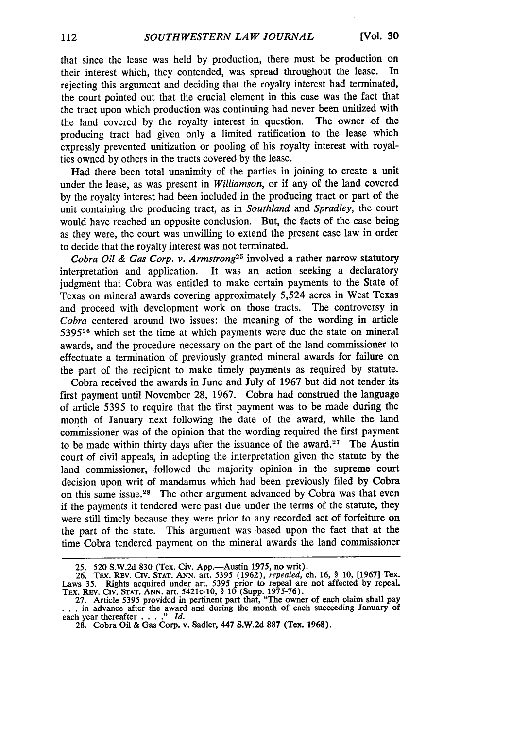that since the lease was held by production, there must be production on their interest which, they contended, was spread throughout the lease. In rejecting this argument and deciding that the royalty interest had terminated, the court pointed out that the crucial element in this case was the fact that the tract upon which production was continuing had never been unitized with the land covered by the royalty interest in question. The owner of the producing tract had given only a limited ratification to the lease which expressly prevented unitization or pooling of his royalty interest with royalties owned by others in the tracts covered by the lease.

Had there been total unanimity of the parties in joining to create a unit under the lease, as was present in *Williamson*, or if any of the land covered by the royalty interest had been included in the producing tract or part of the unit containing the producing tract, as in *Southland* and *Spradley*, the court would have reached an opposite conclusion. But, the facts of the case being as they were, the court was unwilling to extend the present case law in order to decide that the royalty interest was not terminated.

*Cobra Oil & Gas Corp. v. Armstrong*[25] involved a rather narrow statutory interpretation and application. It was an action seeking a declaratory judgment that Cobra was entitled to make certain payments to the State of Texas on mineral awards covering approximately 5,524 acres in West Texas and proceed with development work on those tracts. The controversy in *Cobra* centered around two issues: the meaning of the wording in article 5395[26] which set the time at which payments were due the state on mineral awards, and the procedure necessary on the part of the land commissioner to effectuate a termination of previously granted mineral awards for failure on the part of the recipient to make timely payments as required by statute.

Cobra received the awards in June and July of 1967 but did not tender its first payment until November 28, 1967. Cobra had construed the language of article 5395 to require that the first payment was to be made during the month of January next following the date of the award, while the land commissioner was of the opinion that the wording required the first payment to be made within thirty days after the issuance of the award.[27] The Austin court of civil appeals, in adopting the interpretation given the statute by the land commissioner, followed the majority opinion in the supreme court decision upon writ of mandamus which had been previously filed by Cobra on this same issue.[28] The other argument advanced by Cobra was that even if the payments it tendered were past due under the terms of the statute, they were still timely because they were prior to any recorded act of forfeiture on the part of the state. This argument was based upon the fact that at the time Cobra tendered payment on the mineral awards the land commissioner

---

25. 520 S.W.2d 830 (Tex. Civ. App.—Austin 1975, no writ).

26. TEX. REV. CIV. STAT. ANN. art. 5395 (1962), *repealed*, ch. 16, § 10, [1967] Tex. Laws 35. Rights acquired under art. 5395 prior to repeal are not affected by repeal. TEX. REV. CIV. STAT. ANN. art. 5421c-10, § 10 (Supp. 1975-76).

27. Article 5395 provided in pertinent part that, "The owner of each claim shall pay . . . in advance after the award and during the month of each succeeding January of each year thereafter . . . ." *Id.*

28. Cobra Oil & Gas Corp. v. Sadler, 447 S.W.2d 887 (Tex. 1968).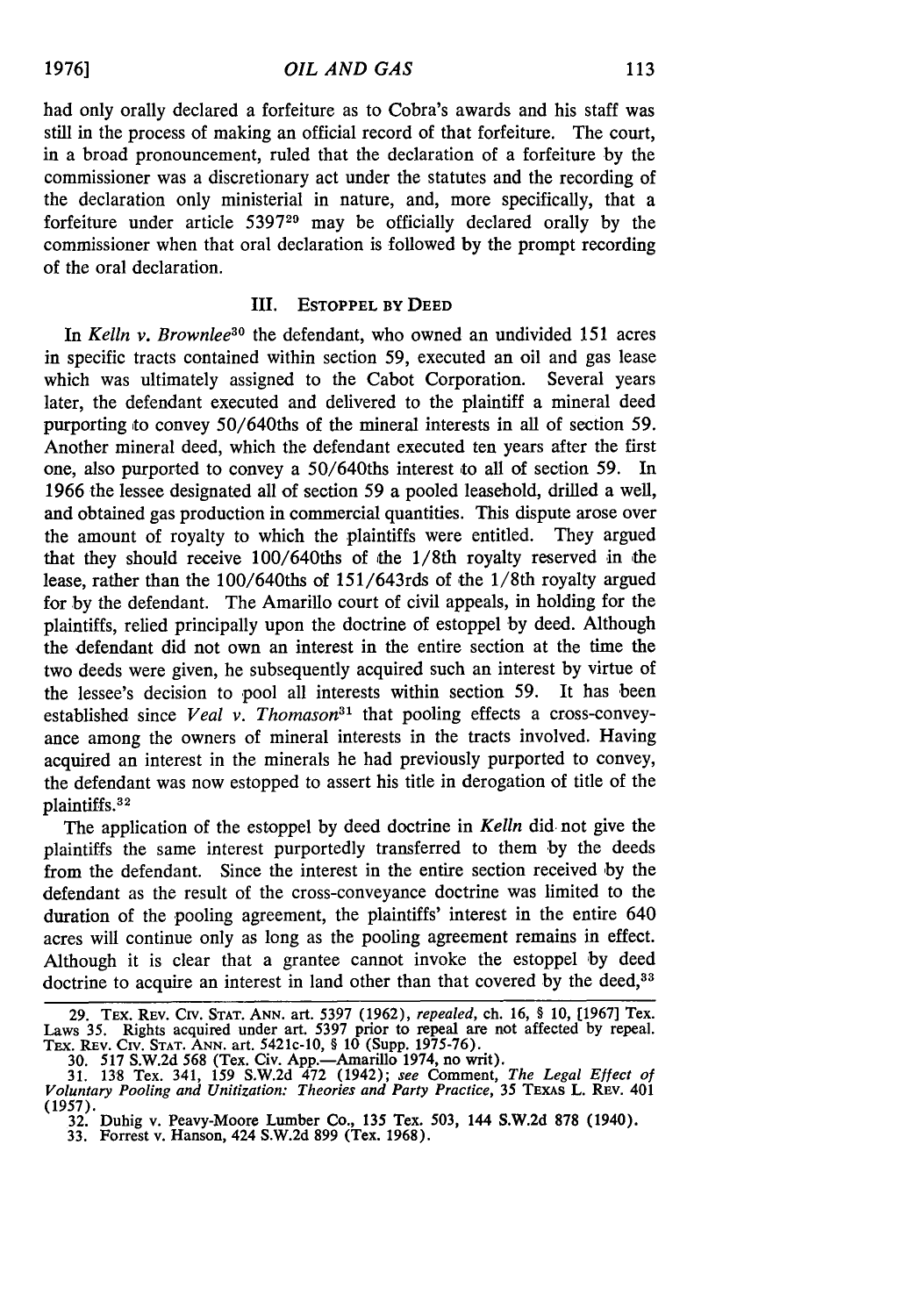had only orally declared a forfeiture as to Cobra's awards and his staff was still in the process of making an official record of that forfeiture. The court, in a broad pronouncement, ruled that the declaration of a forfeiture by the commissioner was a discretionary act under the statutes and the recording of the declaration only ministerial in nature, and, more specifically, that a forfeiture under article 5397[29] may be officially declared orally by the commissioner when that oral declaration is followed by the prompt recording of the oral declaration.

### III. ESTOPPEL BY DEED

In *Kelln v. Brownlee*[30] the defendant, who owned an undivided 151 acres in specific tracts contained within section 59, executed an oil and gas lease which was ultimately assigned to the Cabot Corporation. Several years later, the defendant executed and delivered to the plaintiff a mineral deed purporting to convey 50/640ths of the mineral interests in all of section 59. Another mineral deed, which the defendant executed ten years after the first one, also purported to convey a 50/640ths interest to all of section 59. In 1966 the lessee designated all of section 59 a pooled leasehold, drilled a well, and obtained gas production in commercial quantities. This dispute arose over the amount of royalty to which the plaintiffs were entitled. They argued that they should receive 100/640ths of the 1/8th royalty reserved in the lease, rather than the 100/640ths of 151/643rds of the 1/8th royalty argued for by the defendant. The Amarillo court of civil appeals, in holding for the plaintiffs, relied principally upon the doctrine of estoppel by deed. Although the defendant did not own an interest in the entire section at the time the two deeds were given, he subsequently acquired such an interest by virtue of the lessee's decision to pool all interests within section 59. It has been established since *Veal v. Thomason*[31] that pooling effects a cross-conveyance among the owners of mineral interests in the tracts involved. Having acquired an interest in the minerals he had previously purported to convey, the defendant was now estopped to assert his title in derogation of title of the plaintiffs.[32]

The application of the estoppel by deed doctrine in *Kelln* did not give the plaintiffs the same interest purportedly transferred to them by the deeds from the defendant. Since the interest in the entire section received by the defendant as the result of the cross-conveyance doctrine was limited to the duration of the pooling agreement, the plaintiffs' interest in the entire 640 acres will continue only as long as the pooling agreement remains in effect. Although it is clear that a grantee cannot invoke the estoppel by deed doctrine to acquire an interest in land other than that covered by the deed,[33]

---

29. TEX. REV. CIV. STAT. ANN. art. 5397 (1962), *repealed*, ch. 16, § 10, [1967] Tex. Laws 35. Rights acquired under art. 5397 prior to repeal are not affected by repeal. TEX. REV. CIV. STAT. ANN. art. 5421c-10, § 10 (Supp. 1975-76).

30. 517 S.W.2d 568 (Tex. Civ. App.—Amarillo 1974, no writ).

31. 138 Tex. 341, 159 S.W.2d 472 (1942); *see* Comment, *The Legal Effect of Voluntary Pooling and Unitization: Theories and Party Practice*, 35 TEXAS L. REV. 401 (1957).

32. Duhig v. Peavy-Moore Lumber Co., 135 Tex. 503, 144 S.W.2d 878 (1940).

33. Forrest v. Hanson, 424 S.W.2d 899 (Tex. 1968).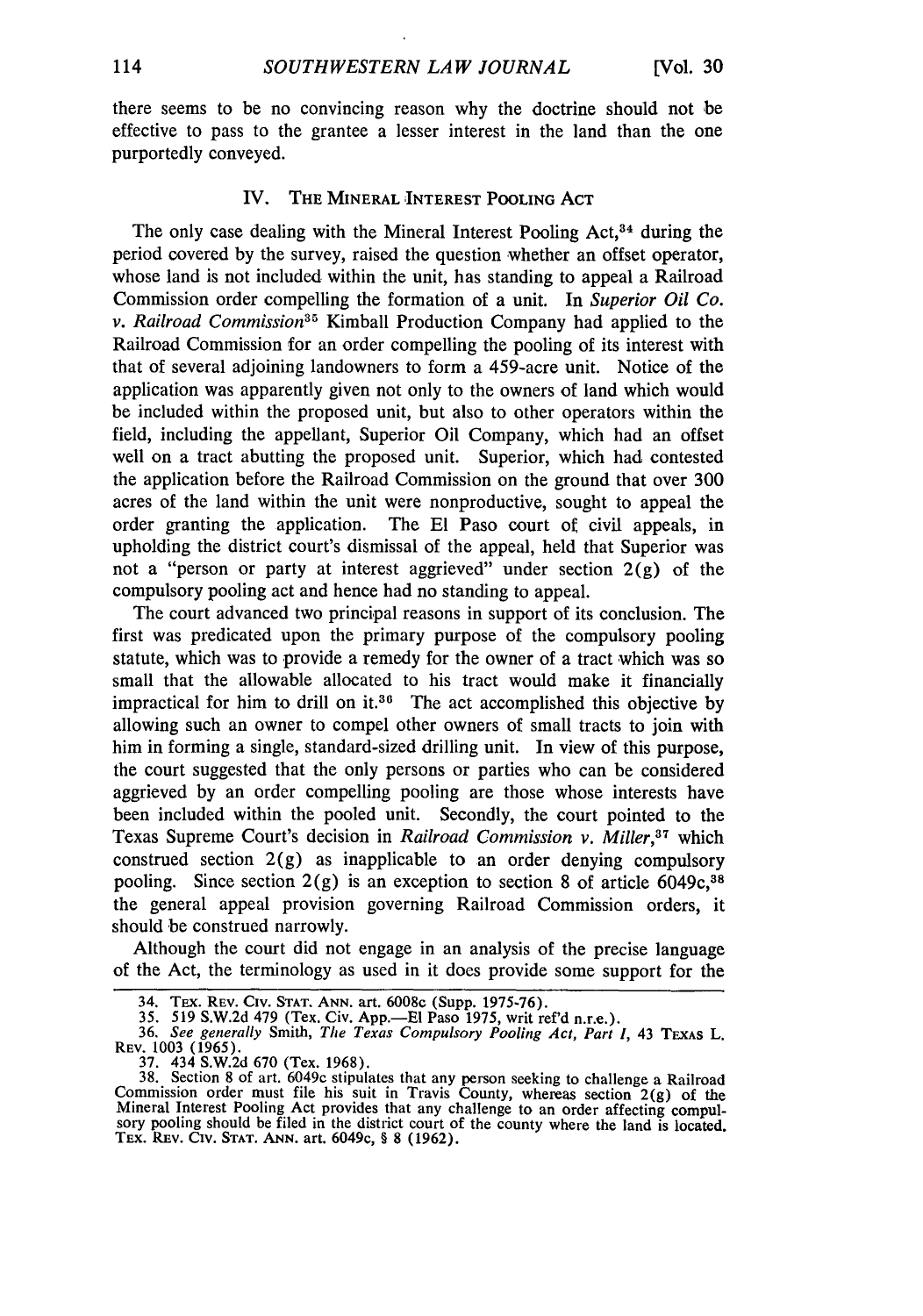there seems to be no convincing reason why the doctrine should not be effective to pass to the grantee a lesser interest in the land than the one purportedly conveyed.

## IV. THE MINERAL INTEREST POOLING ACT

The only case dealing with the Mineral Interest Pooling Act,[34] during the period covered by the survey, raised the question whether an offset operator, whose land is not included within the unit, has standing to appeal a Railroad Commission order compelling the formation of a unit. In *Superior Oil Co. v. Railroad Commission*[35] Kimball Production Company had applied to the Railroad Commission for an order compelling the pooling of its interest with that of several adjoining landowners to form a 459-acre unit. Notice of the application was apparently given not only to the owners of land which would be included within the proposed unit, but also to other operators within the field, including the appellant, Superior Oil Company, which had an offset well on a tract abutting the proposed unit. Superior, which had contested the application before the Railroad Commission on the ground that over 300 acres of the land within the unit were nonproductive, sought to appeal the order granting the application. The El Paso court of civil appeals, in upholding the district court's dismissal of the appeal, held that Superior was not a "person or party at interest aggrieved" under section 2(g) of the compulsory pooling act and hence had no standing to appeal.

The court advanced two principal reasons in support of its conclusion. The first was predicated upon the primary purpose of the compulsory pooling statute, which was to provide a remedy for the owner of a tract which was so small that the allowable allocated to his tract would make it financially impractical for him to drill on it.[36] The act accomplished this objective by allowing such an owner to compel other owners of small tracts to join with him in forming a single, standard-sized drilling unit. In view of this purpose, the court suggested that the only persons or parties who can be considered aggrieved by an order compelling pooling are those whose interests have been included within the pooled unit. Secondly, the court pointed to the Texas Supreme Court's decision in *Railroad Commission v. Miller*,[37] which construed section 2(g) as inapplicable to an order denying compulsory pooling. Since section 2(g) is an exception to section 8 of article 6049c,[38] the general appeal provision governing Railroad Commission orders, it should be construed narrowly.

Although the court did not engage in an analysis of the precise language of the Act, the terminology as used in it does provide some support for the

---

34. TEX. REV. CIV. STAT. ANN. art. 6008c (Supp. 1975-76).

35. 519 S.W.2d 479 (Tex. Civ. App.—El Paso 1975, writ ref'd n.r.e.).

36. *See generally* Smith, *The Texas Compulsory Pooling Act, Part I*, 43 TEXAS L. REV. 1003 (1965).

37. 434 S.W.2d 670 (Tex. 1968).

38. Section 8 of art. 6049c stipulates that any person seeking to challenge a Railroad Commission order must file his suit in Travis County, whereas section 2(g) of the Mineral Interest Pooling Act provides that any challenge to an order affecting compulsory pooling should be filed in the district court of the county where the land is located. TEX. REV. CIV. STAT. ANN. art. 6049c, § 8 (1962).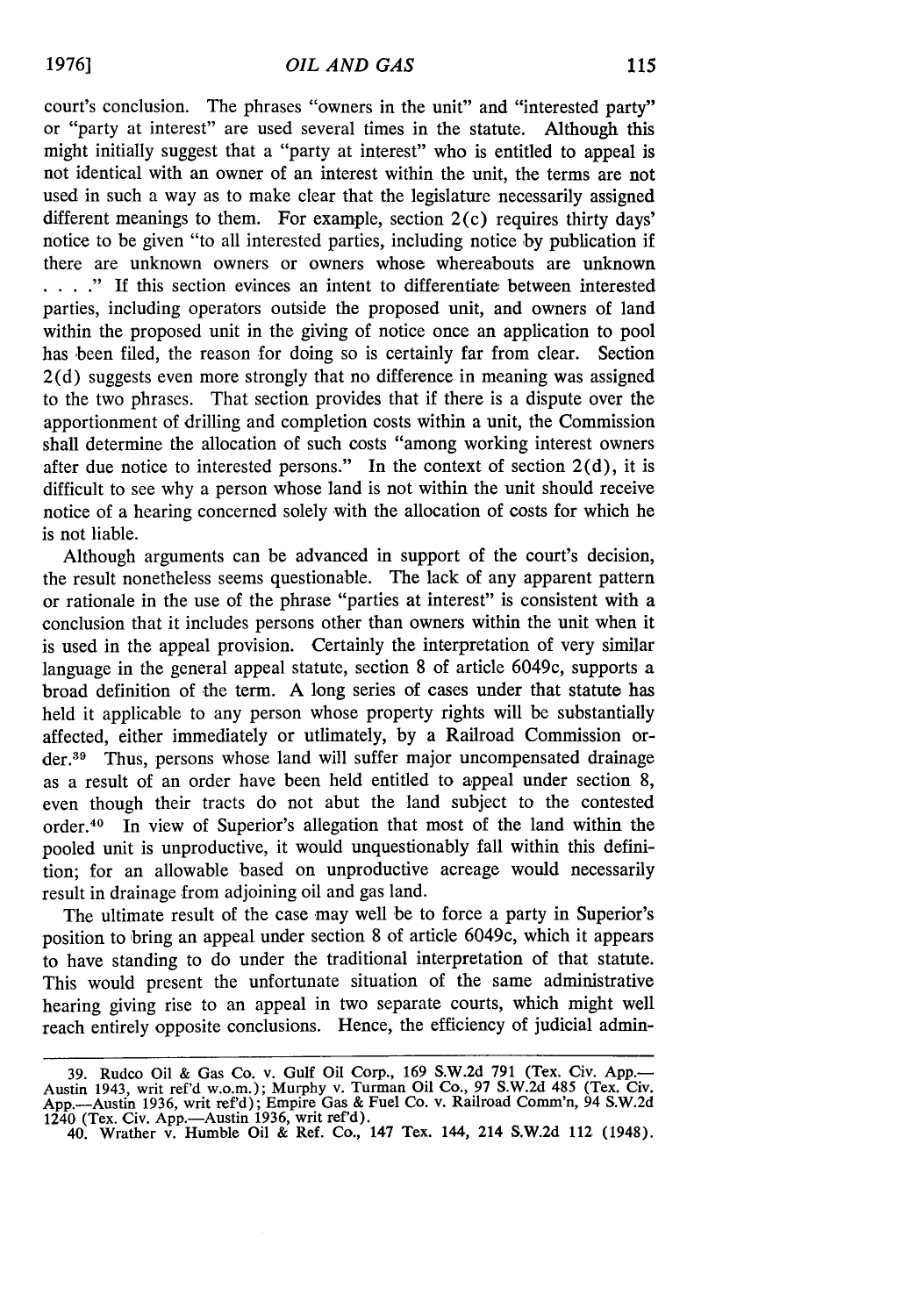court's conclusion. The phrases "owners in the unit" and "interested party" or "party at interest" are used several times in the statute. Although this might initially suggest that a "party at interest" who is entitled to appeal is not identical with an owner of an interest within the unit, the terms are not used in such a way as to make clear that the legislature necessarily assigned different meanings to them. For example, section 2(c) requires thirty days' notice to be given "to all interested parties, including notice by publication if there are unknown owners or owners whose whereabouts are unknown . . . ." If this section evinces an intent to differentiate between interested parties, including operators outside the proposed unit, and owners of land within the proposed unit in the giving of notice once an application to pool has been filed, the reason for doing so is certainly far from clear. Section 2(d) suggests even more strongly that no difference in meaning was assigned to the two phrases. That section provides that if there is a dispute over the apportionment of drilling and completion costs within a unit, the Commission shall determine the allocation of such costs "among working interest owners after due notice to interested persons." In the context of section 2(d), it is difficult to see why a person whose land is not within the unit should receive notice of a hearing concerned solely with the allocation of costs for which he is not liable.

Although arguments can be advanced in support of the court's decision, the result nonetheless seems questionable. The lack of any apparent pattern or rationale in the use of the phrase "parties at interest" is consistent with a conclusion that it includes persons other than owners within the unit when it is used in the appeal provision. Certainly the interpretation of very similar language in the general appeal statute, section 8 of article 6049c, supports a broad definition of the term. A long series of cases under that statute has held it applicable to any person whose property rights will be substantially affected, either immediately or utlimately, by a Railroad Commission order.[39] Thus, persons whose land will suffer major uncompensated drainage as a result of an order have been held entitled to appeal under section 8, even though their tracts do not abut the land subject to the contested order.[40] In view of Superior's allegation that most of the land within the pooled unit is unproductive, it would unquestionably fall within this definition; for an allowable based on unproductive acreage would necessarily result in drainage from adjoining oil and gas land.

The ultimate result of the case may well be to force a party in Superior's position to bring an appeal under section 8 of article 6049c, which it appears to have standing to do under the traditional interpretation of that statute. This would present the unfortunate situation of the same administrative hearing giving rise to an appeal in two separate courts, which might well reach entirely opposite conclusions. Hence, the efficiency of judicial admin-

---

39. Rudco Oil & Gas Co. v. Gulf Oil Corp., 169 S.W.2d 791 (Tex. Civ. App.—Austin 1943, writ ref'd w.o.m.); Murphy v. Turman Oil Co., 97 S.W.2d 485 (Tex. Civ. App.—Austin 1936, writ ref'd); Empire Gas & Fuel Co. v. Railroad Comm'n, 94 S.W.2d 1240 (Tex. Civ. App.—Austin 1936, writ ref'd).

40. Wrather v. Humble Oil & Ref. Co., 147 Tex. 144, 214 S.W.2d 112 (1948).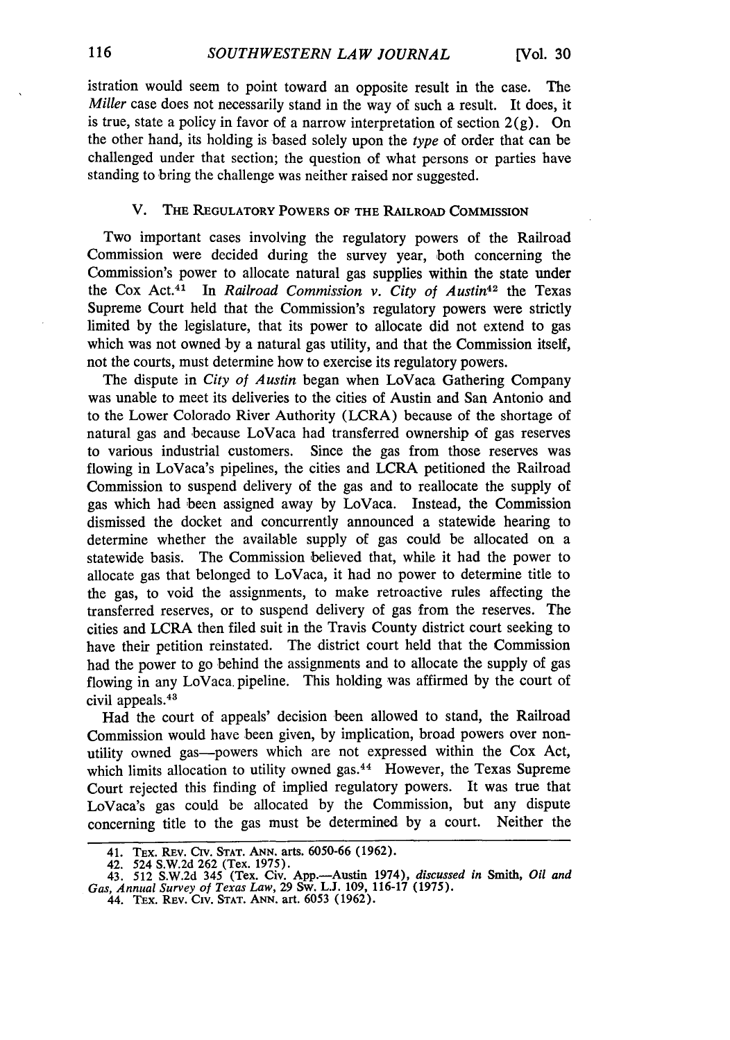istration would seem to point toward an opposite result in the case. The *Miller* case does not necessarily stand in the way of such a result. It does, it is true, state a policy in favor of a narrow interpretation of section 2(g). On the other hand, its holding is based solely upon the *type* of order that can be challenged under that section; the question of what persons or parties have standing to bring the challenge was neither raised nor suggested.

## V. THE REGULATORY POWERS OF THE RAILROAD COMMISSION

Two important cases involving the regulatory powers of the Railroad Commission were decided during the survey year, both concerning the Commission's power to allocate natural gas supplies within the state under the Cox Act.[41] In *Railroad Commission v. City of Austin*[42] the Texas Supreme Court held that the Commission's regulatory powers were strictly limited by the legislature, that its power to allocate did not extend to gas which was not owned by a natural gas utility, and that the Commission itself, not the courts, must determine how to exercise its regulatory powers.

The dispute in *City of Austin* began when LoVaca Gathering Company was unable to meet its deliveries to the cities of Austin and San Antonio and to the Lower Colorado River Authority (LCRA) because of the shortage of natural gas and because LoVaca had transferred ownership of gas reserves to various industrial customers. Since the gas from those reserves was flowing in LoVaca's pipelines, the cities and LCRA petitioned the Railroad Commission to suspend delivery of the gas and to reallocate the supply of gas which had been assigned away by LoVaca. Instead, the Commission dismissed the docket and concurrently announced a statewide hearing to determine whether the available supply of gas could be allocated on a statewide basis. The Commission believed that, while it had the power to allocate gas that belonged to LoVaca, it had no power to determine title to the gas, to void the assignments, to make retroactive rules affecting the transferred reserves, or to suspend delivery of gas from the reserves. The cities and LCRA then filed suit in the Travis County district court seeking to have their petition reinstated. The district court held that the Commission had the power to go behind the assignments and to allocate the supply of gas flowing in any LoVaca pipeline. This holding was affirmed by the court of civil appeals.[43]

Had the court of appeals' decision been allowed to stand, the Railroad Commission would have been given, by implication, broad powers over non-utility owned gas—powers which are not expressed within the Cox Act, which limits allocation to utility owned gas.[44] However, the Texas Supreme Court rejected this finding of implied regulatory powers. It was true that LoVaca's gas could be allocated by the Commission, but any dispute concerning title to the gas must be determined by a court. Neither the

---

41. TEX. REV. CIV. STAT. ANN. arts. 6050-66 (1962).
42. 524 S.W.2d 262 (Tex. 1975).
43. 512 S.W.2d 345 (Tex. Civ. App.—Austin 1974), *discussed in* Smith, *Oil and Gas, Annual Survey of Texas Law*, 29 Sw. L.J. 109, 116-17 (1975).
44. TEX. REV. CIV. STAT. ANN. art. 6053 (1962).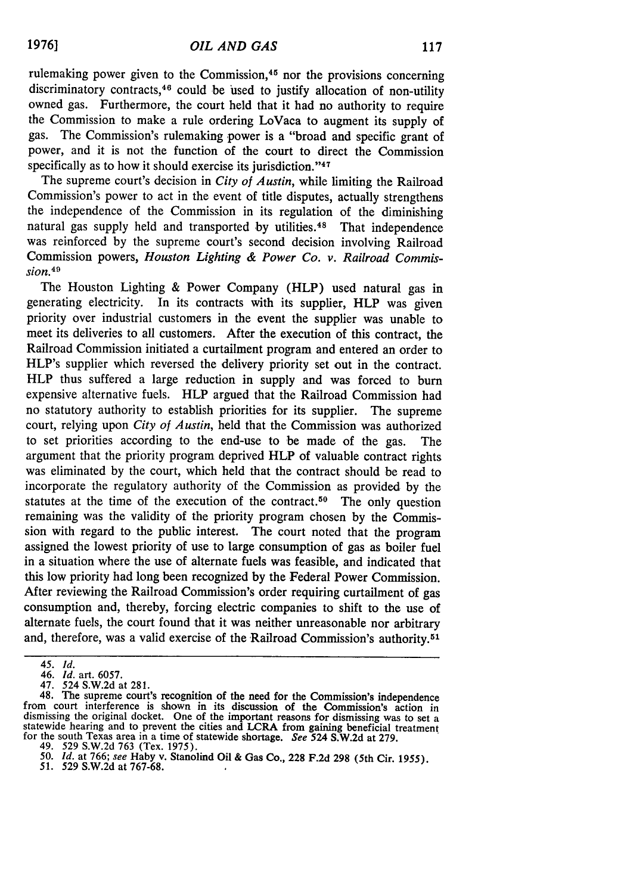rulemaking power given to the Commission,[45] nor the provisions concerning discriminatory contracts,[46] could be used to justify allocation of non-utility owned gas. Furthermore, the court held that it had no authority to require the Commission to make a rule ordering LoVaca to augment its supply of gas. The Commission's rulemaking power is a "broad and specific grant of power, and it is not the function of the court to direct the Commission specifically as to how it should exercise its jurisdiction."[47]

The supreme court's decision in *City of Austin*, while limiting the Railroad Commission's power to act in the event of title disputes, actually strengthens the independence of the Commission in its regulation of the diminishing natural gas supply held and transported by utilities.[48] That independence was reinforced by the supreme court's second decision involving Railroad Commission powers, *Houston Lighting & Power Co. v. Railroad Commission.*[49]

The Houston Lighting & Power Company (HLP) used natural gas in generating electricity. In its contracts with its supplier, HLP was given priority over industrial customers in the event the supplier was unable to meet its deliveries to all customers. After the execution of this contract, the Railroad Commission initiated a curtailment program and entered an order to HLP's supplier which reversed the delivery priority set out in the contract. HLP thus suffered a large reduction in supply and was forced to burn expensive alternative fuels. HLP argued that the Railroad Commission had no statutory authority to establish priorities for its supplier. The supreme court, relying upon *City of Austin*, held that the Commission was authorized to set priorities according to the end-use to be made of the gas. The argument that the priority program deprived HLP of valuable contract rights was eliminated by the court, which held that the contract should be read to incorporate the regulatory authority of the Commission as provided by the statutes at the time of the execution of the contract.[50] The only question remaining was the validity of the priority program chosen by the Commission with regard to the public interest. The court noted that the program assigned the lowest priority of use to large consumption of gas as boiler fuel in a situation where the use of alternate fuels was feasible, and indicated that this low priority had long been recognized by the Federal Power Commission. After reviewing the Railroad Commission's order requiring curtailment of gas consumption and, thereby, forcing electric companies to shift to the use of alternate fuels, the court found that it was neither unreasonable nor arbitrary and, therefore, was a valid exercise of the Railroad Commission's authority.[51]

---

45. *Id.*
46. *Id.* art. 6057.
47. 524 S.W.2d at 281.
48. The supreme court's recognition of the need for the Commission's independence from court interference is shown in its discussion of the Commission's action in dismissing the original docket. One of the important reasons for dismissing was to set a statewide hearing and to prevent the cities and LCRA from gaining beneficial treatment for the south Texas area in a time of statewide shortage. *See* 524 S.W.2d at 279.
49. 529 S.W.2d 763 (Tex. 1975).
50. *Id.* at 766; *see* Haby v. Stanolind Oil & Gas Co., 228 F.2d 298 (5th Cir. 1955).
51. 529 S.W.2d at 767-68.